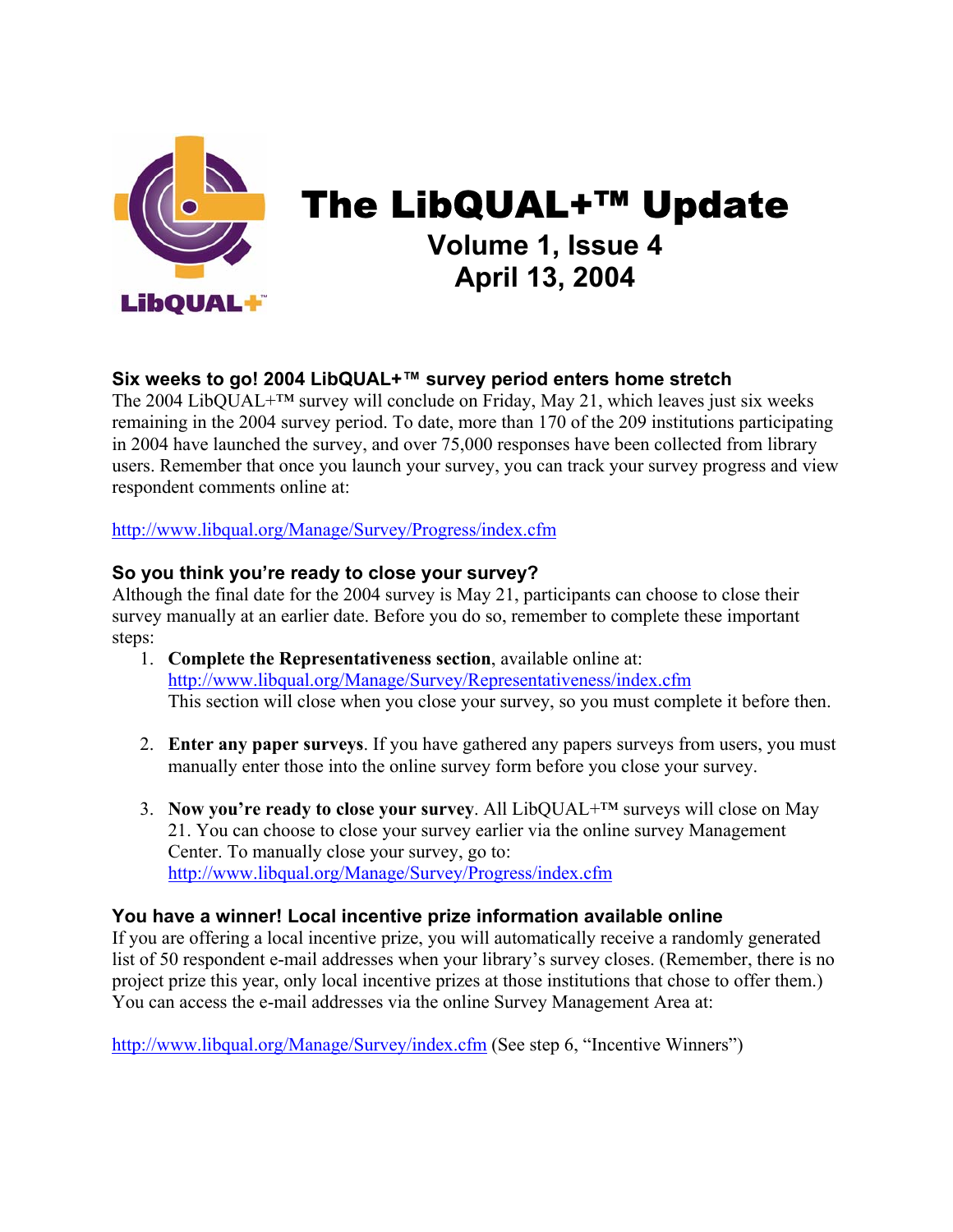# The LibQUAL+™ Update

## Volume 1, Issue 4
## April 13, 2004

### Six weeks to go! 2004 LibQUAL+™ survey period enters home stretch

The 2004 LibQUAL+™ survey will conclude on Friday, May 21, which leaves just six weeks remaining in the 2004 survey period. To date, more than 170 of the 209 institutions participating in 2004 have launched the survey, and over 75,000 responses have been collected from library users. Remember that once you launch your survey, you can track your survey progress and view respondent comments online at:

http://www.libqual.org/Manage/Survey/Progress/index.cfm

### So you think you're ready to close your survey?

Although the final date for the 2004 survey is May 21, participants can choose to close their survey manually at an earlier date. Before you do so, remember to complete these important steps:

1. **Complete the Representativeness section**, available online at: http://www.libqual.org/Manage/Survey/Representativeness/index.cfm
   This section will close when you close your survey, so you must complete it before then.

2. **Enter any paper surveys**. If you have gathered any papers surveys from users, you must manually enter those into the online survey form before you close your survey.

3. **Now you're ready to close your survey**. All LibQUAL+™ surveys will close on May 21. You can choose to close your survey earlier via the online survey Management Center. To manually close your survey, go to: http://www.libqual.org/Manage/Survey/Progress/index.cfm

### You have a winner! Local incentive prize information available online

If you are offering a local incentive prize, you will automatically receive a randomly generated list of 50 respondent e-mail addresses when your library's survey closes. (Remember, there is no project prize this year, only local incentive prizes at those institutions that chose to offer them.) You can access the e-mail addresses via the online Survey Management Area at:

http://www.libqual.org/Manage/Survey/index.cfm (See step 6, "Incentive Winners")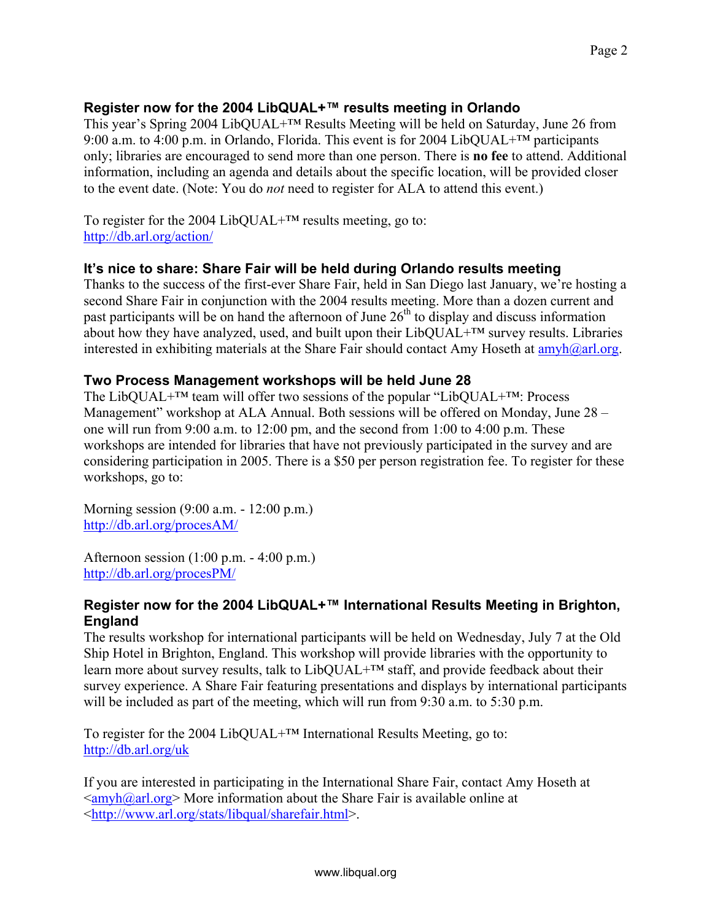## Register now for the 2004 LibQUAL+™ results meeting in Orlando

This year's Spring 2004 LibQUAL+™ Results Meeting will be held on Saturday, June 26 from 9:00 a.m. to 4:00 p.m. in Orlando, Florida. This event is for 2004 LibQUAL+™ participants only; libraries are encouraged to send more than one person. There is **no fee** to attend. Additional information, including an agenda and details about the specific location, will be provided closer to the event date. (Note: You do *not* need to register for ALA to attend this event.)

To register for the 2004 LibQUAL+™ results meeting, go to:
http://db.arl.org/action/

## It's nice to share: Share Fair will be held during Orlando results meeting

Thanks to the success of the first-ever Share Fair, held in San Diego last January, we're hosting a second Share Fair in conjunction with the 2004 results meeting. More than a dozen current and past participants will be on hand the afternoon of June 26th to display and discuss information about how they have analyzed, used, and built upon their LibQUAL+™ survey results. Libraries interested in exhibiting materials at the Share Fair should contact Amy Hoseth at amyh@arl.org.

## Two Process Management workshops will be held June 28

The LibQUAL+™ team will offer two sessions of the popular "LibQUAL+™: Process Management" workshop at ALA Annual. Both sessions will be offered on Monday, June 28 – one will run from 9:00 a.m. to 12:00 pm, and the second from 1:00 to 4:00 p.m. These workshops are intended for libraries that have not previously participated in the survey and are considering participation in 2005. There is a $50 per person registration fee. To register for these workshops, go to:

Morning session (9:00 a.m. - 12:00 p.m.)
http://db.arl.org/procesAM/

Afternoon session (1:00 p.m. - 4:00 p.m.)
http://db.arl.org/procesPM/

## Register now for the 2004 LibQUAL+™ International Results Meeting in Brighton, England

The results workshop for international participants will be held on Wednesday, July 7 at the Old Ship Hotel in Brighton, England. This workshop will provide libraries with the opportunity to learn more about survey results, talk to LibQUAL+™ staff, and provide feedback about their survey experience. A Share Fair featuring presentations and displays by international participants will be included as part of the meeting, which will run from 9:30 a.m. to 5:30 p.m.

To register for the 2004 LibQUAL+™ International Results Meeting, go to:
http://db.arl.org/uk

If you are interested in participating in the International Share Fair, contact Amy Hoseth at <amyh@arl.org> More information about the Share Fair is available online at <http://www.arl.org/stats/libqual/sharefair.html>.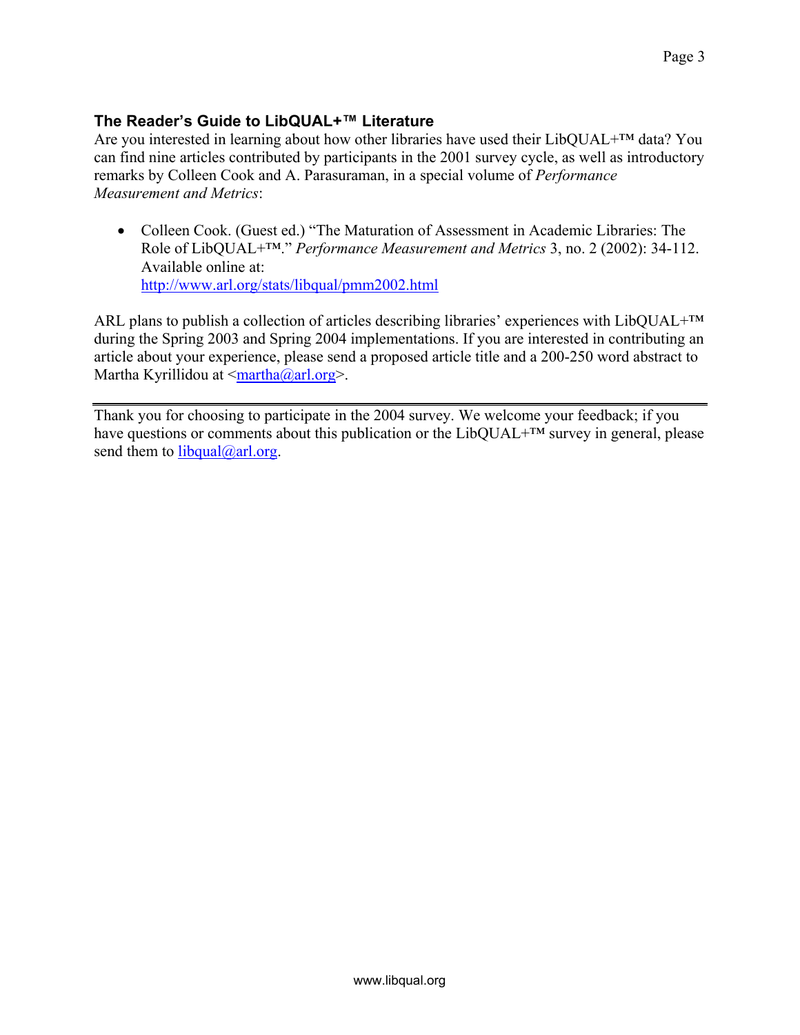### The Reader's Guide to LibQUAL+™ Literature

Are you interested in learning about how other libraries have used their LibQUAL+™ data? You can find nine articles contributed by participants in the 2001 survey cycle, as well as introductory remarks by Colleen Cook and A. Parasuraman, in a special volume of *Performance Measurement and Metrics*:

- Colleen Cook. (Guest ed.) "The Maturation of Assessment in Academic Libraries: The Role of LibQUAL+™." *Performance Measurement and Metrics* 3, no. 2 (2002): 34-112. Available online at: http://www.arl.org/stats/libqual/pmm2002.html

ARL plans to publish a collection of articles describing libraries' experiences with LibQUAL+™ during the Spring 2003 and Spring 2004 implementations. If you are interested in contributing an article about your experience, please send a proposed article title and a 200-250 word abstract to Martha Kyrillidou at <martha@arl.org>.

---

Thank you for choosing to participate in the 2004 survey. We welcome your feedback; if you have questions or comments about this publication or the LibQUAL+™ survey in general, please send them to libqual@arl.org.